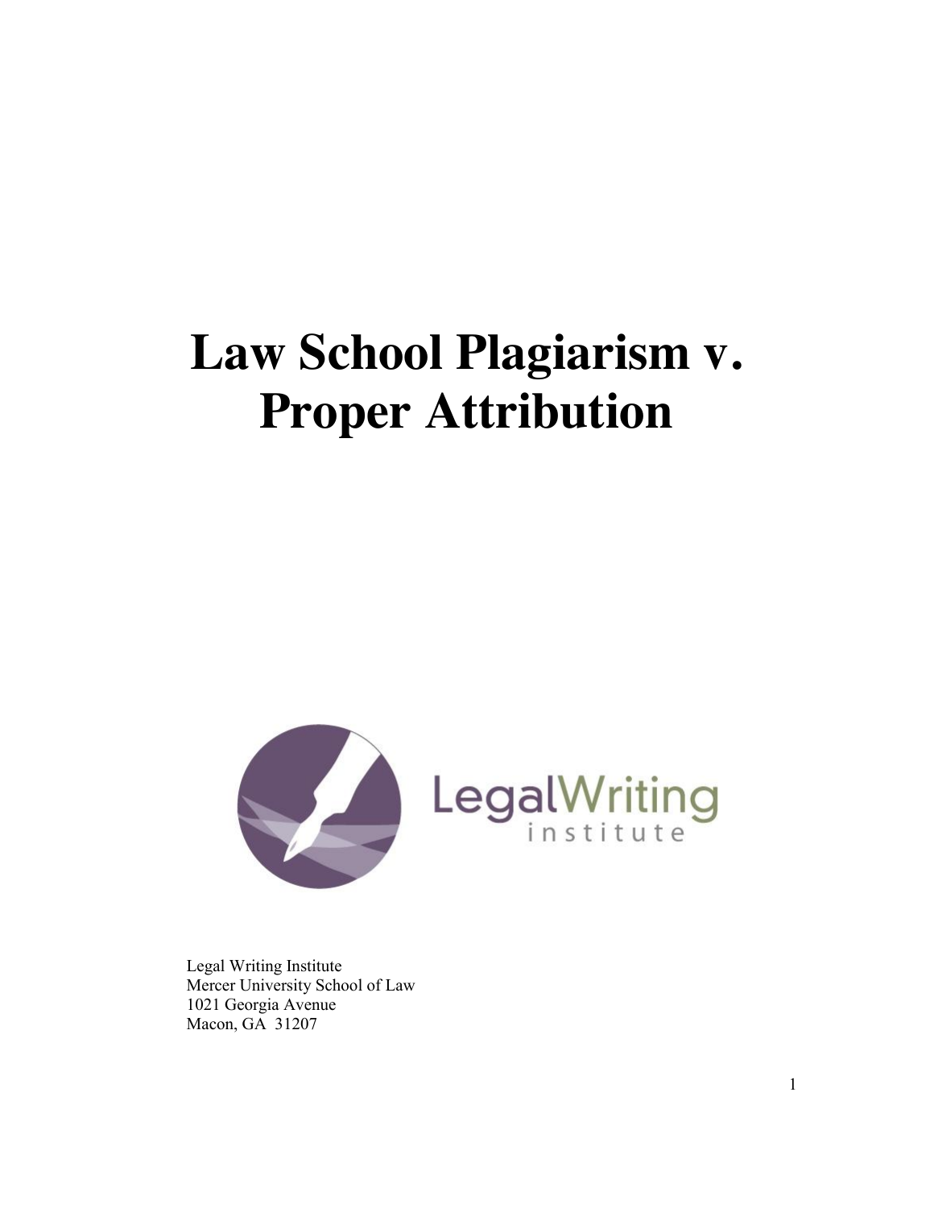# Law School Plagiarism v. Proper Attribution

Legal Writing Institute
Mercer University School of Law
1021 Georgia Avenue
Macon, GA 31207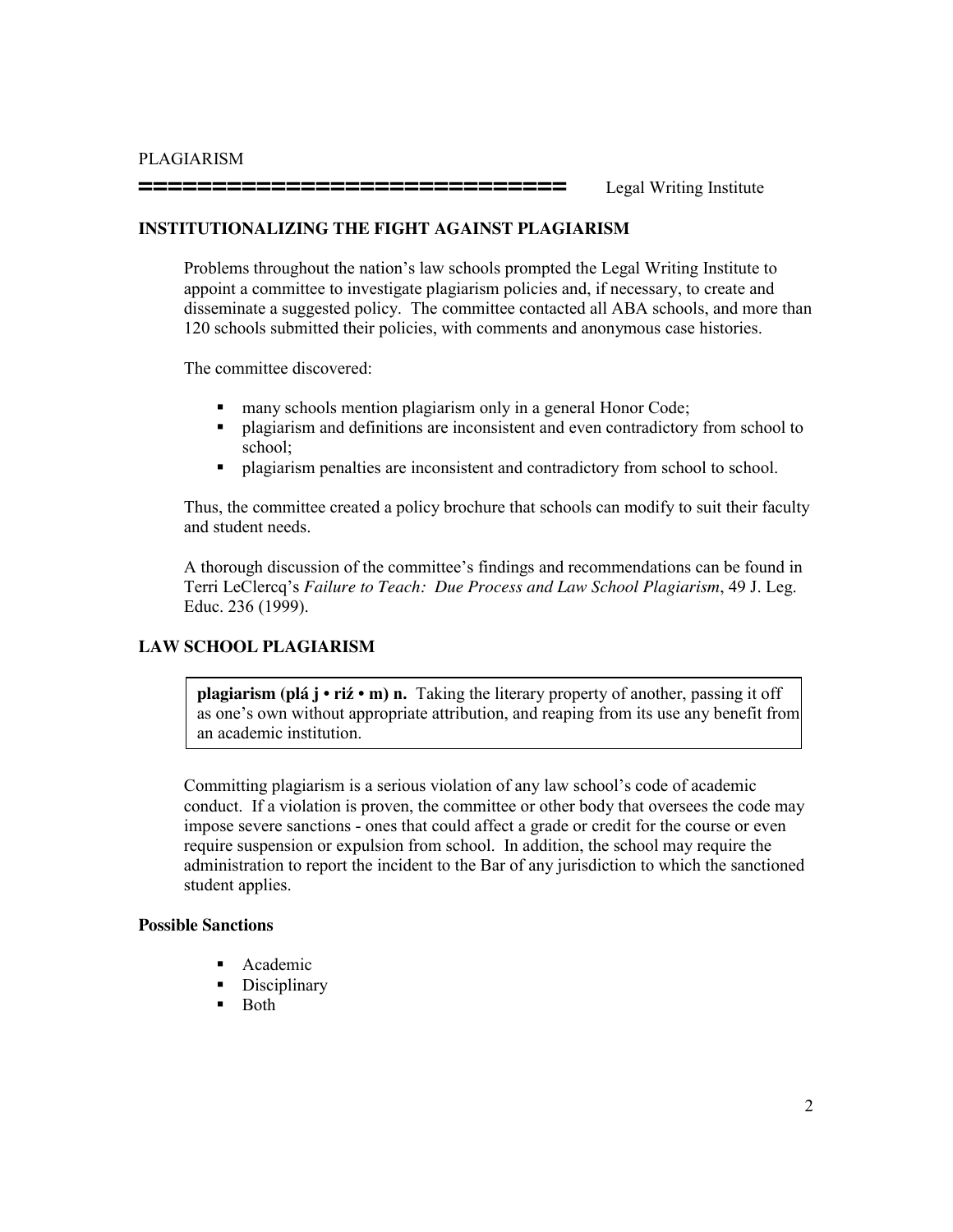PLAGIARISM

Legal Writing Institute

## INSTITUTIONALIZING THE FIGHT AGAINST PLAGIARISM

Problems throughout the nation's law schools prompted the Legal Writing Institute to appoint a committee to investigate plagiarism policies and, if necessary, to create and disseminate a suggested policy. The committee contacted all ABA schools, and more than 120 schools submitted their policies, with comments and anonymous case histories.

The committee discovered:

- many schools mention plagiarism only in a general Honor Code;
- plagiarism and definitions are inconsistent and even contradictory from school to school;
- plagiarism penalties are inconsistent and contradictory from school to school.

Thus, the committee created a policy brochure that schools can modify to suit their faculty and student needs.

A thorough discussion of the committee's findings and recommendations can be found in Terri LeClercq's *Failure to Teach: Due Process and Law School Plagiarism*, 49 J. Leg. Educ. 236 (1999).

## LAW SCHOOL PLAGIARISM

**plagiarism (plá j • riź • m) n.** Taking the literary property of another, passing it off as one's own without appropriate attribution, and reaping from its use any benefit from an academic institution.

Committing plagiarism is a serious violation of any law school's code of academic conduct. If a violation is proven, the committee or other body that oversees the code may impose severe sanctions - ones that could affect a grade or credit for the course or even require suspension or expulsion from school. In addition, the school may require the administration to report the incident to the Bar of any jurisdiction to which the sanctioned student applies.

### Possible Sanctions

- Academic
- Disciplinary
- Both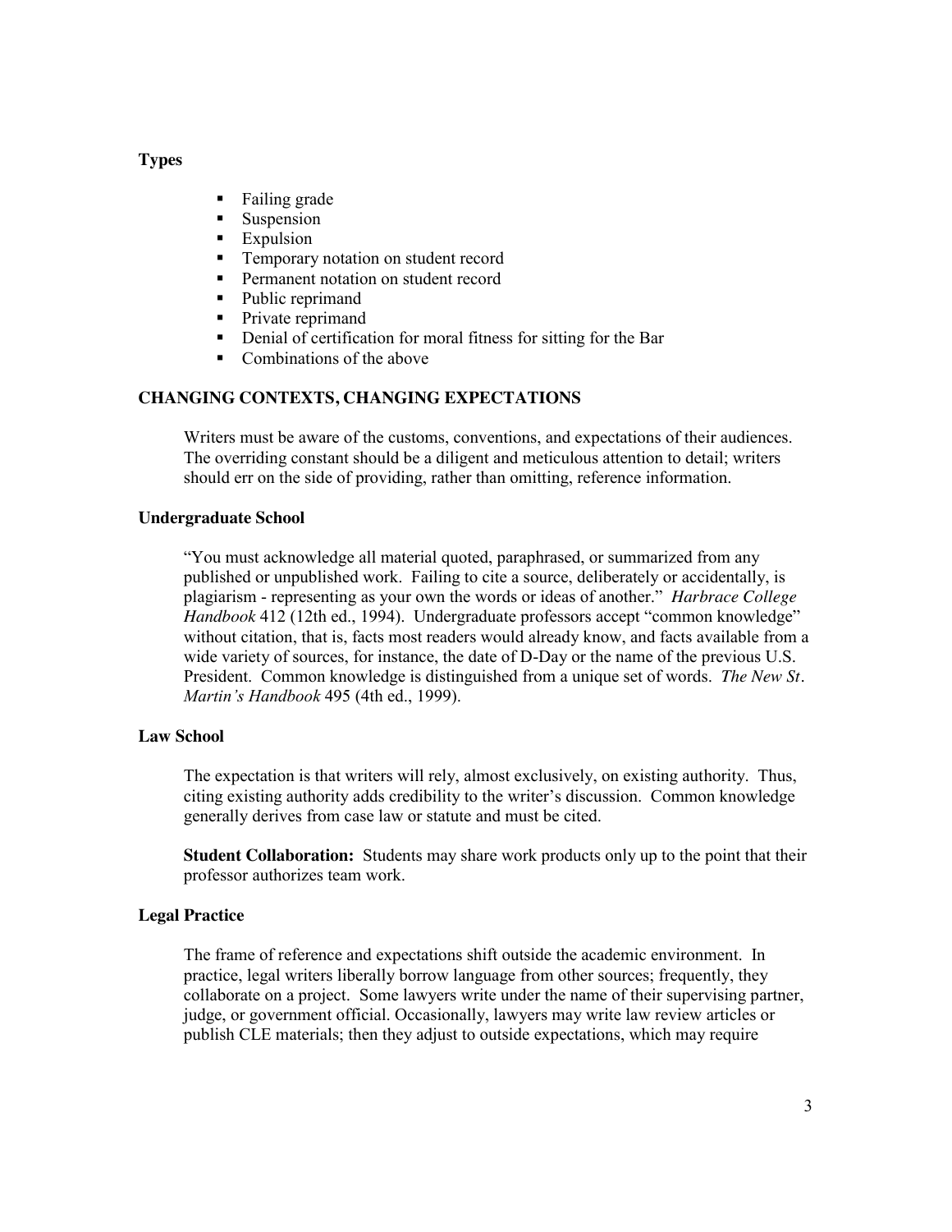**Types**

- Failing grade
- Suspension
- Expulsion
- Temporary notation on student record
- Permanent notation on student record
- Public reprimand
- Private reprimand
- Denial of certification for moral fitness for sitting for the Bar
- Combinations of the above

## CHANGING CONTEXTS, CHANGING EXPECTATIONS

Writers must be aware of the customs, conventions, and expectations of their audiences. The overriding constant should be a diligent and meticulous attention to detail; writers should err on the side of providing, rather than omitting, reference information.

### Undergraduate School

"You must acknowledge all material quoted, paraphrased, or summarized from any published or unpublished work. Failing to cite a source, deliberately or accidentally, is plagiarism - representing as your own the words or ideas of another." *Harbrace College Handbook* 412 (12th ed., 1994). Undergraduate professors accept "common knowledge" without citation, that is, facts most readers would already know, and facts available from a wide variety of sources, for instance, the date of D-Day or the name of the previous U.S. President. Common knowledge is distinguished from a unique set of words. *The New St. Martin's Handbook* 495 (4th ed., 1999).

### Law School

The expectation is that writers will rely, almost exclusively, on existing authority. Thus, citing existing authority adds credibility to the writer's discussion. Common knowledge generally derives from case law or statute and must be cited.

**Student Collaboration:** Students may share work products only up to the point that their professor authorizes team work.

### Legal Practice

The frame of reference and expectations shift outside the academic environment. In practice, legal writers liberally borrow language from other sources; frequently, they collaborate on a project. Some lawyers write under the name of their supervising partner, judge, or government official. Occasionally, lawyers may write law review articles or publish CLE materials; then they adjust to outside expectations, which may require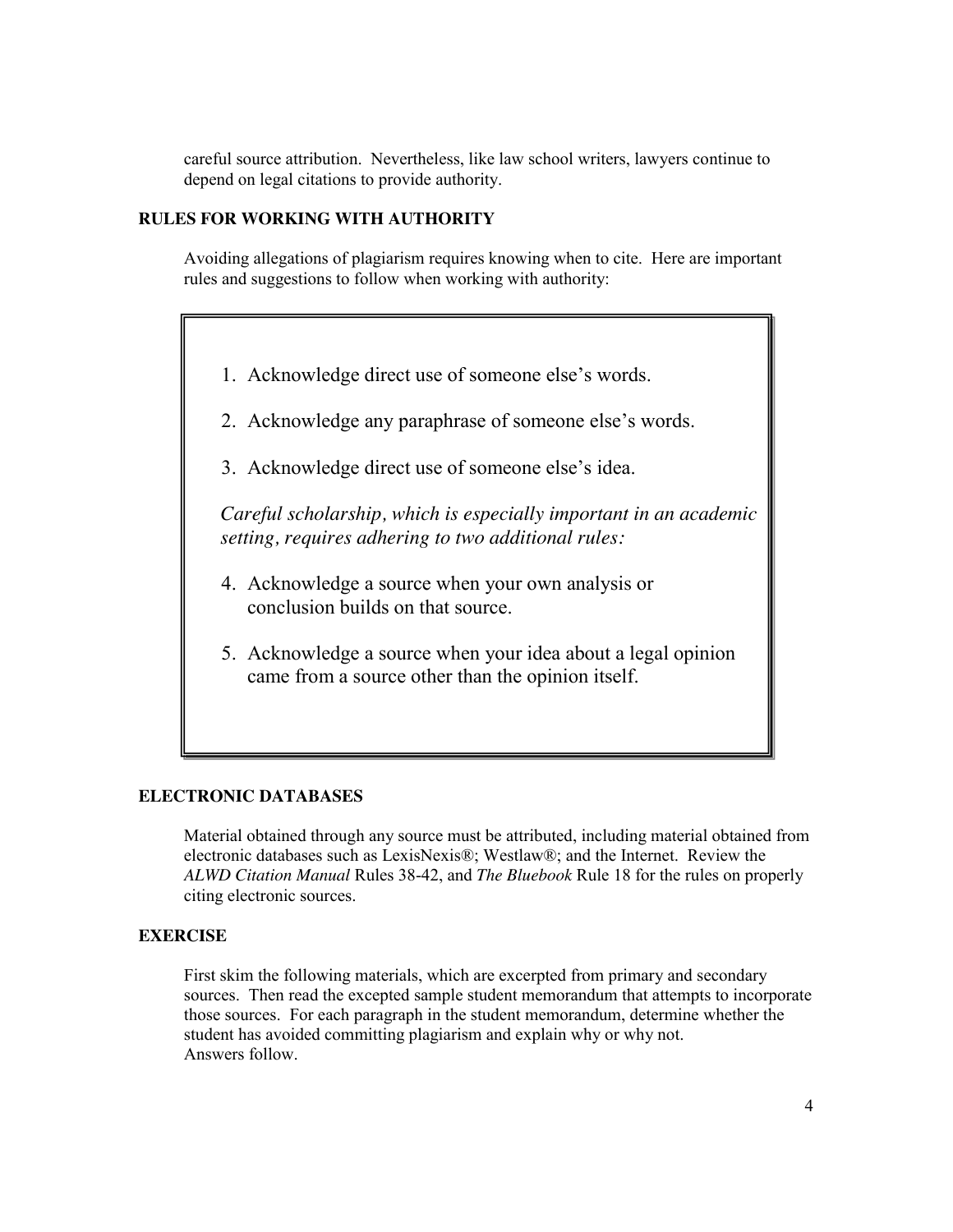careful source attribution. Nevertheless, like law school writers, lawyers continue to depend on legal citations to provide authority.

## RULES FOR WORKING WITH AUTHORITY

Avoiding allegations of plagiarism requires knowing when to cite. Here are important rules and suggestions to follow when working with authority:

1. Acknowledge direct use of someone else's words.
2. Acknowledge any paraphrase of someone else's words.
3. Acknowledge direct use of someone else's idea.

*Careful scholarship, which is especially important in an academic setting, requires adhering to two additional rules:*

4. Acknowledge a source when your own analysis or conclusion builds on that source.
5. Acknowledge a source when your idea about a legal opinion came from a source other than the opinion itself.

## ELECTRONIC DATABASES

Material obtained through any source must be attributed, including material obtained from electronic databases such as LexisNexis®; Westlaw®; and the Internet. Review the *ALWD Citation Manual* Rules 38-42, and *The Bluebook* Rule 18 for the rules on properly citing electronic sources.

## EXERCISE

First skim the following materials, which are excerpted from primary and secondary sources. Then read the excepted sample student memorandum that attempts to incorporate those sources. For each paragraph in the student memorandum, determine whether the student has avoided committing plagiarism and explain why or why not.
Answers follow.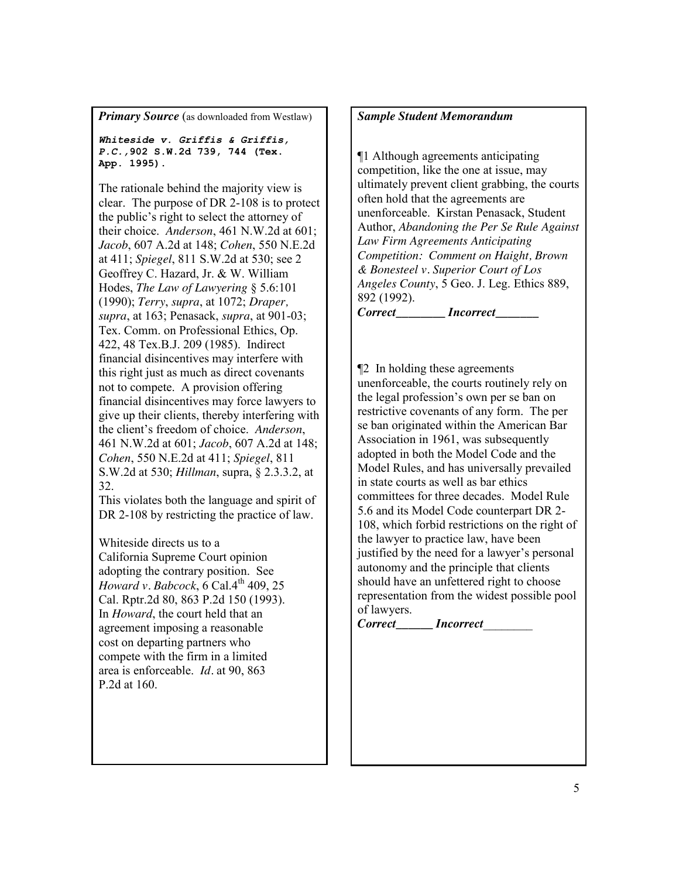***Primary Source*** (as downloaded from Westlaw)

***Whiteside v. Griffis & Griffis, P.C.*, 902 S.W.2d 739, 744 (Tex. App. 1995).**

The rationale behind the majority view is clear. The purpose of DR 2-108 is to protect the public's right to select the attorney of their choice. *Anderson*, 461 N.W.2d at 601; *Jacob*, 607 A.2d at 148; *Cohen*, 550 N.E.2d at 411; *Spiegel*, 811 S.W.2d at 530; see 2 Geoffrey C. Hazard, Jr. & W. William Hodes, *The Law of Lawyering* § 5.6:101 (1990); *Terry*, *supra*, at 1072; *Draper, supra*, at 163; Penasack, *supra*, at 901-03; Tex. Comm. on Professional Ethics, Op. 422, 48 Tex.B.J. 209 (1985). Indirect financial disincentives may interfere with this right just as much as direct covenants not to compete. A provision offering financial disincentives may force lawyers to give up their clients, thereby interfering with the client's freedom of choice. *Anderson*, 461 N.W.2d at 601; *Jacob*, 607 A.2d at 148; *Cohen*, 550 N.E.2d at 411; *Spiegel*, 811 S.W.2d at 530; *Hillman*, supra, § 2.3.3.2, at 32.
This violates both the language and spirit of DR 2-108 by restricting the practice of law.

Whiteside directs us to a California Supreme Court opinion adopting the contrary position. See *Howard v. Babcock*, 6 Cal.4th 409, 25 Cal. Rptr.2d 80, 863 P.2d 150 (1993). In *Howard*, the court held that an agreement imposing a reasonable cost on departing partners who compete with the firm in a limited area is enforceable. *Id*. at 90, 863 P.2d at 160.

***Sample Student Memorandum***

¶1 Although agreements anticipating competition, like the one at issue, may ultimately prevent client grabbing, the courts often hold that the agreements are unenforceable. Kirstan Penasack, Student Author, *Abandoning the Per Se Rule Against Law Firm Agreements Anticipating Competition: Comment on Haight, Brown & Bonesteel v. Superior Court of Los Angeles County*, 5 Geo. J. Leg. Ethics 889, 892 (1992).

***Correct________ Incorrect_______***

¶2 In holding these agreements unenforceable, the courts routinely rely on the legal profession's own per se ban on restrictive covenants of any form. The per se ban originated within the American Bar Association in 1961, was subsequently adopted in both the Model Code and the Model Rules, and has universally prevailed in state courts as well as bar ethics committees for three decades. Model Rule 5.6 and its Model Code counterpart DR 2-108, which forbid restrictions on the right of the lawyer to practice law, have been justified by the need for a lawyer's personal autonomy and the principle that clients should have an unfettered right to choose representation from the widest possible pool of lawyers.

***Correct______ Incorrect________***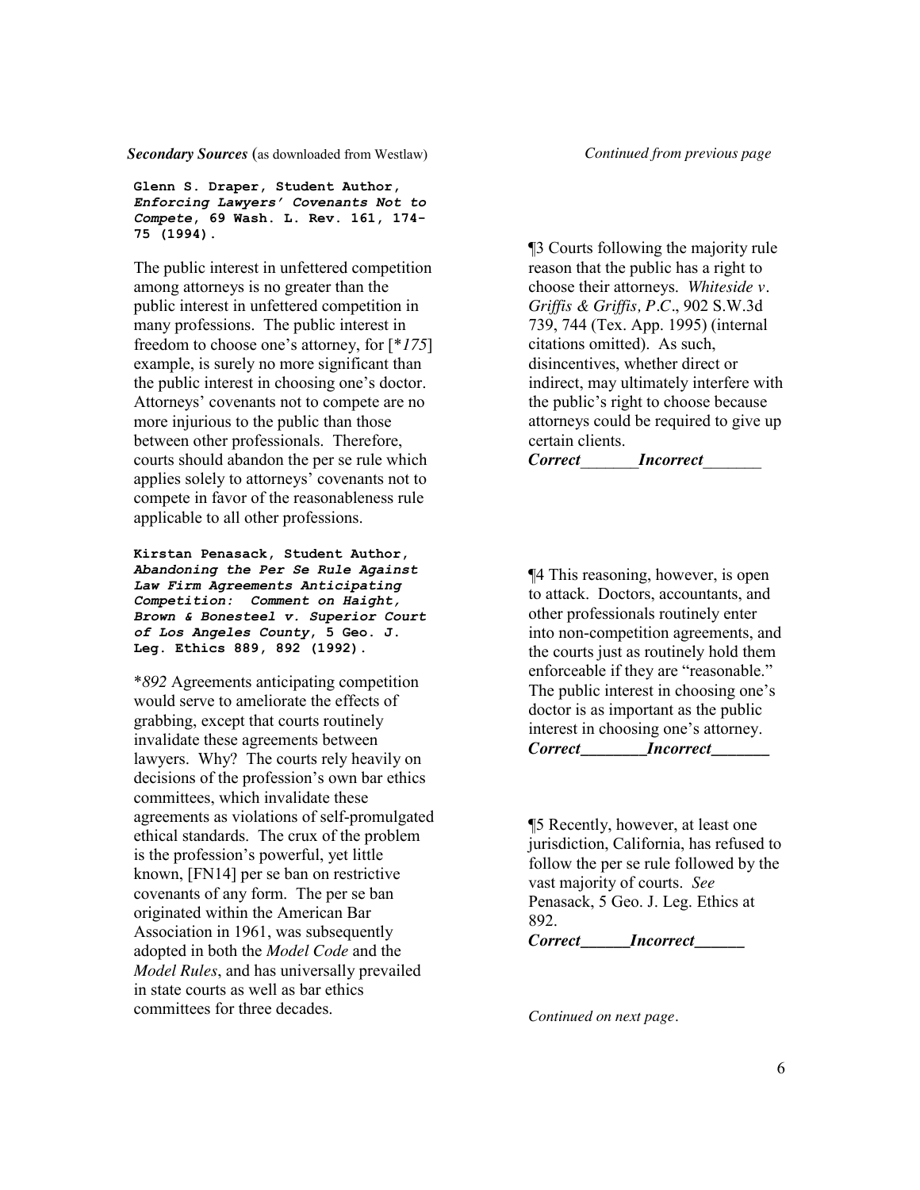***Secondary Sources*** (as downloaded from Westlaw)

**Glenn S. Draper, Student Author, *Enforcing Lawyers' Covenants Not to Compete*, 69 Wash. L. Rev. 161, 174-75 (1994).**

The public interest in unfettered competition among attorneys is no greater than the public interest in unfettered competition in many professions. The public interest in freedom to choose one's attorney, for [*\*175*] example, is surely no more significant than the public interest in choosing one's doctor. Attorneys' covenants not to compete are no more injurious to the public than those between other professionals. Therefore, courts should abandon the per se rule which applies solely to attorneys' covenants not to compete in favor of the reasonableness rule applicable to all other professions.

**Kirstan Penasack, Student Author, *Abandoning the Per Se Rule Against Law Firm Agreements Anticipating Competition: Comment on Haight, Brown & Bonesteel v. Superior Court of Los Angeles County*, 5 Geo. J. Leg. Ethics 889, 892 (1992).**

*\*892* Agreements anticipating competition would serve to ameliorate the effects of grabbing, except that courts routinely invalidate these agreements between lawyers. Why? The courts rely heavily on decisions of the profession's own bar ethics committees, which invalidate these agreements as violations of self-promulgated ethical standards. The crux of the problem is the profession's powerful, yet little known, [FN14] per se ban on restrictive covenants of any form. The per se ban originated within the American Bar Association in 1961, was subsequently adopted in both the *Model Code* and the *Model Rules*, and has universally prevailed in state courts as well as bar ethics committees for three decades.

*Continued from previous page*

¶3 Courts following the majority rule reason that the public has a right to choose their attorneys. *Whiteside v. Griffis & Griffis, P.C*., 902 S.W.3d 739, 744 (Tex. App. 1995) (internal citations omitted). As such, disincentives, whether direct or indirect, may ultimately interfere with the public's right to choose because attorneys could be required to give up certain clients.

***Correct*\_\_\_\_\_\_\_*Incorrect*\_\_\_\_\_\_\_**

¶4 This reasoning, however, is open to attack. Doctors, accountants, and other professionals routinely enter into non-competition agreements, and the courts just as routinely hold them enforceable if they are "reasonable." The public interest in choosing one's doctor is as important as the public interest in choosing one's attorney.

***Correct*\_\_\_\_\_\_\_\_*Incorrect*\_\_\_\_\_\_\_**

¶5 Recently, however, at least one jurisdiction, California, has refused to follow the per se rule followed by the vast majority of courts. *See* Penasack, 5 Geo. J. Leg. Ethics at 892.

***Correct*\_\_\_\_\_\_*Incorrect*\_\_\_\_\_\_**

*Continued on next page*.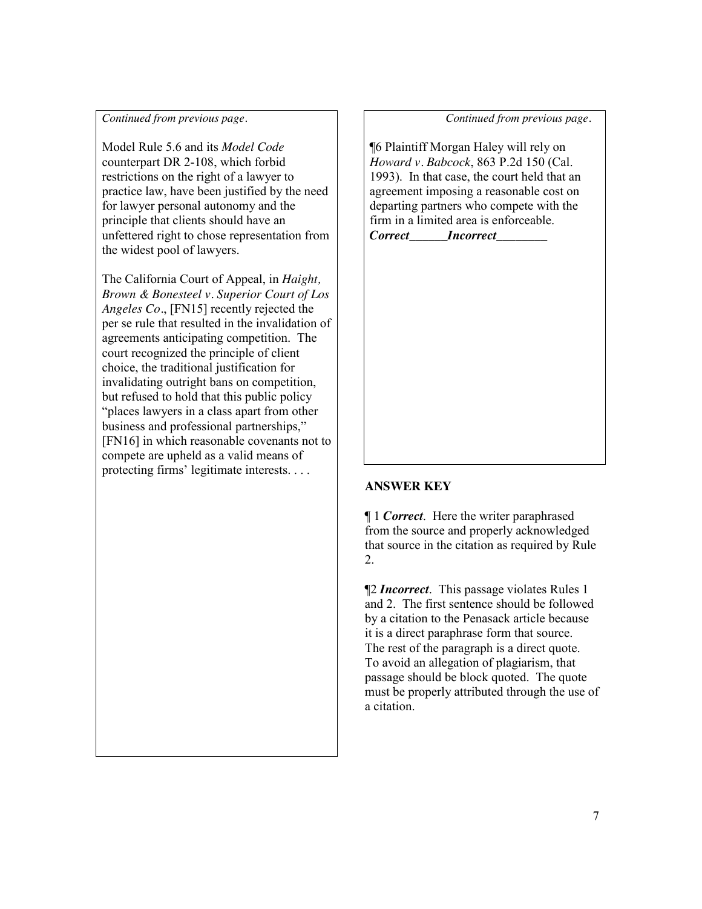*Continued from previous page.*

Model Rule 5.6 and its *Model Code* counterpart DR 2-108, which forbid restrictions on the right of a lawyer to practice law, have been justified by the need for lawyer personal autonomy and the principle that clients should have an unfettered right to chose representation from the widest pool of lawyers.

The California Court of Appeal, in *Haight, Brown & Bonesteel v. Superior Court of Los Angeles Co*., [FN15] recently rejected the per se rule that resulted in the invalidation of agreements anticipating competition. The court recognized the principle of client choice, the traditional justification for invalidating outright bans on competition, but refused to hold that this public policy "places lawyers in a class apart from other business and professional partnerships," [FN16] in which reasonable covenants not to compete are upheld as a valid means of protecting firms' legitimate interests. . . .

*Continued from previous page.*

¶6 Plaintiff Morgan Haley will rely on *Howard v. Babcock*, 863 P.2d 150 (Cal. 1993). In that case, the court held that an agreement imposing a reasonable cost on departing partners who compete with the firm in a limited area is enforceable.
***Correct______Incorrect________***

## ANSWER KEY

¶ 1 ***Correct***. Here the writer paraphrased from the source and properly acknowledged that source in the citation as required by Rule 2.

¶2 ***Incorrect***. This passage violates Rules 1 and 2. The first sentence should be followed by a citation to the Penasack article because it is a direct paraphrase form that source. The rest of the paragraph is a direct quote. To avoid an allegation of plagiarism, that passage should be block quoted. The quote must be properly attributed through the use of a citation.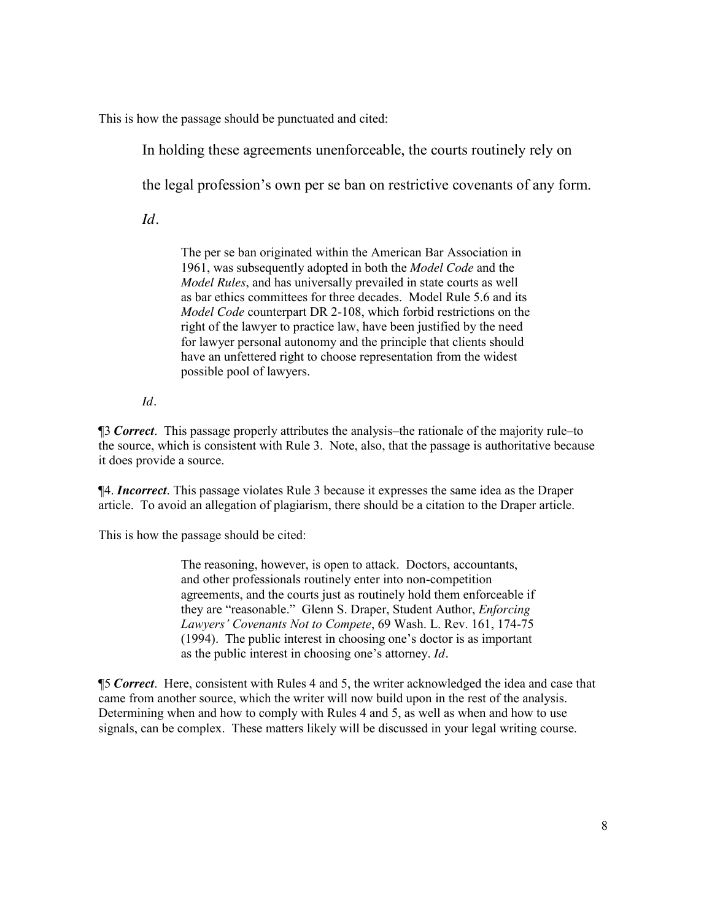This is how the passage should be punctuated and cited:

> In holding these agreements unenforceable, the courts routinely rely on the legal profession's own per se ban on restrictive covenants of any form. *Id*.
>
> > The per se ban originated within the American Bar Association in 1961, was subsequently adopted in both the *Model Code* and the *Model Rules*, and has universally prevailed in state courts as well as bar ethics committees for three decades. Model Rule 5.6 and its *Model Code* counterpart DR 2-108, which forbid restrictions on the right of the lawyer to practice law, have been justified by the need for lawyer personal autonomy and the principle that clients should have an unfettered right to choose representation from the widest possible pool of lawyers.
>
> *Id*.

¶3 ***Correct***. This passage properly attributes the analysis–the rationale of the majority rule–to the source, which is consistent with Rule 3. Note, also, that the passage is authoritative because it does provide a source.

¶4. ***Incorrect***. This passage violates Rule 3 because it expresses the same idea as the Draper article. To avoid an allegation of plagiarism, there should be a citation to the Draper article.

This is how the passage should be cited:

> The reasoning, however, is open to attack. Doctors, accountants, and other professionals routinely enter into non-competition agreements, and the courts just as routinely hold them enforceable if they are "reasonable." Glenn S. Draper, Student Author, *Enforcing Lawyers' Covenants Not to Compete*, 69 Wash. L. Rev. 161, 174-75 (1994). The public interest in choosing one's doctor is as important as the public interest in choosing one's attorney. *Id*.

¶5 ***Correct***. Here, consistent with Rules 4 and 5, the writer acknowledged the idea and case that came from another source, which the writer will now build upon in the rest of the analysis. Determining when and how to comply with Rules 4 and 5, as well as when and how to use signals, can be complex. These matters likely will be discussed in your legal writing course.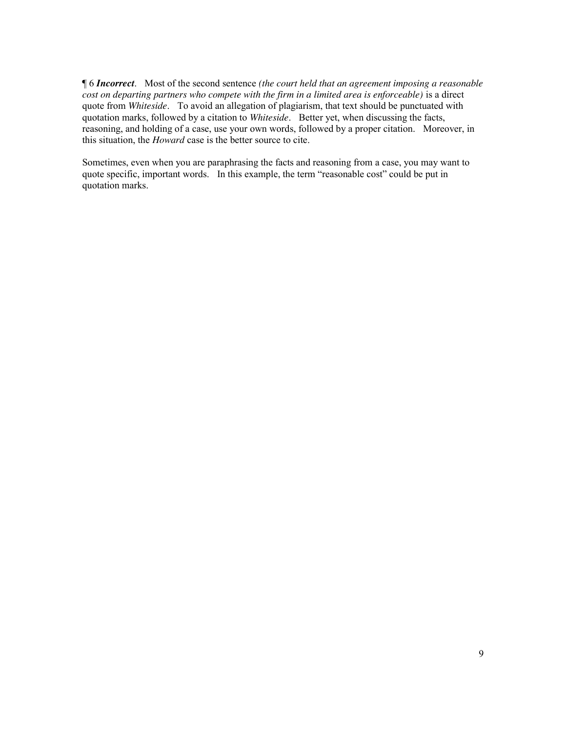¶ 6 ***Incorrect***. Most of the second sentence *(the court held that an agreement imposing a reasonable cost on departing partners who compete with the firm in a limited area is enforceable)* is a direct quote from *Whiteside*. To avoid an allegation of plagiarism, that text should be punctuated with quotation marks, followed by a citation to *Whiteside*. Better yet, when discussing the facts, reasoning, and holding of a case, use your own words, followed by a proper citation. Moreover, in this situation, the *Howard* case is the better source to cite.

Sometimes, even when you are paraphrasing the facts and reasoning from a case, you may want to quote specific, important words. In this example, the term "reasonable cost" could be put in quotation marks.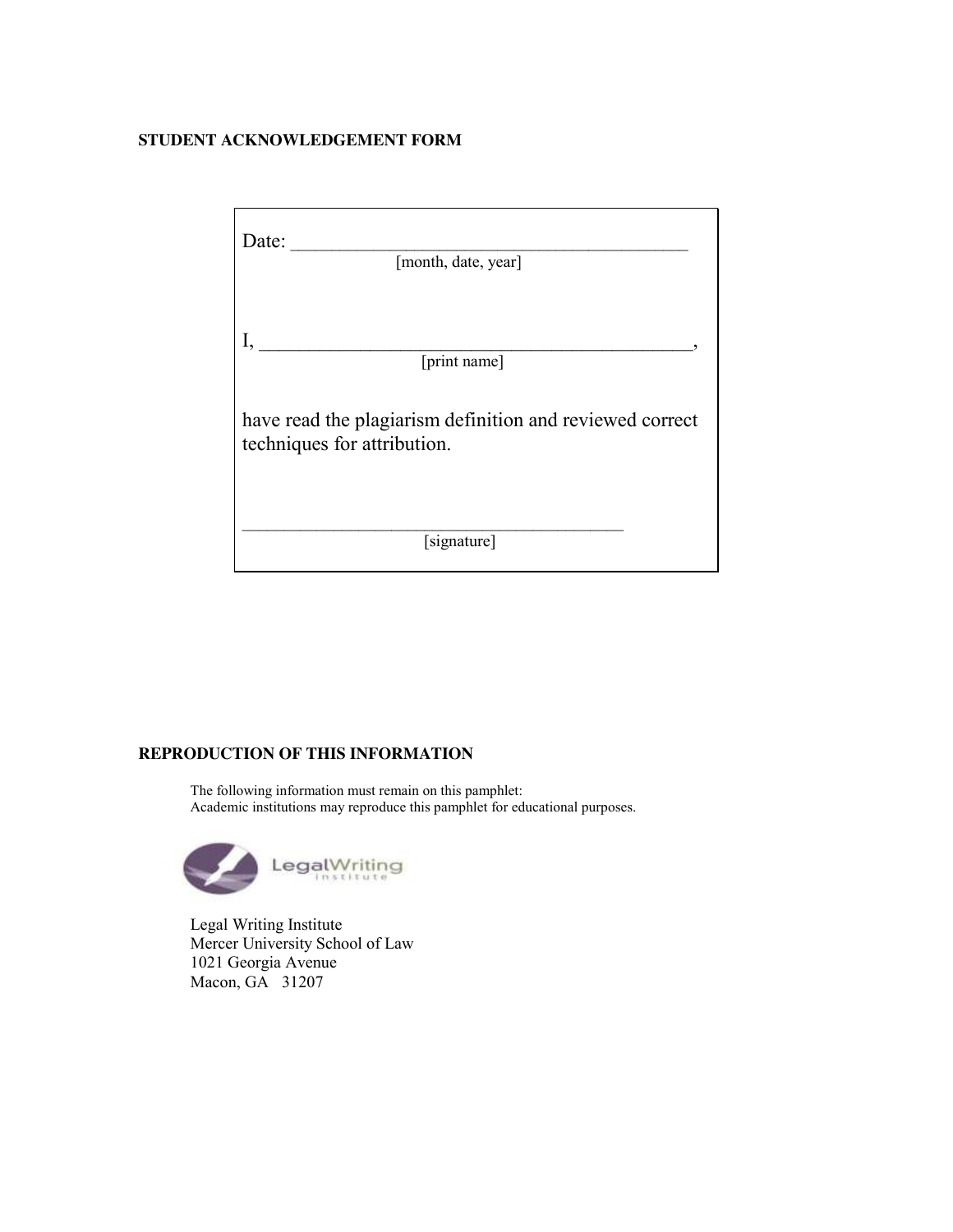**STUDENT ACKNOWLEDGEMENT FORM**

Date: ___________________________________________
[month, date, year]

I, _______________________________________________,
[print name]

have read the plagiarism definition and reviewed correct techniques for attribution.

___________________________________________
[signature]

**REPRODUCTION OF THIS INFORMATION**

The following information must remain on this pamphlet:
Academic institutions may reproduce this pamphlet for educational purposes.

LegalWriting Institute

Legal Writing Institute
Mercer University School of Law
1021 Georgia Avenue
Macon, GA 31207